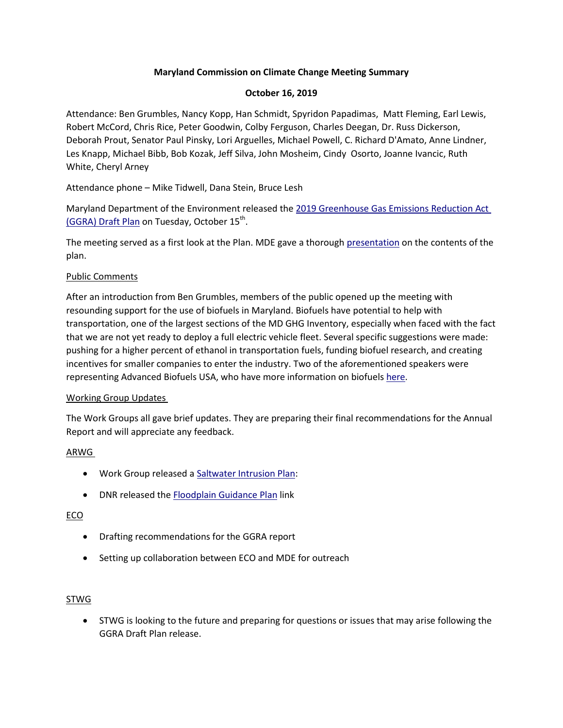**Maryland Commission on Climate Change Meeting Summary**

**October 16, 2019**

Attendance: Ben Grumbles, Nancy Kopp, Han Schmidt, Spyridon Papadimas, Matt Fleming, Earl Lewis, Robert McCord, Chris Rice, Peter Goodwin, Colby Ferguson, Charles Deegan, Dr. Russ Dickerson, Deborah Prout, Senator Paul Pinsky, Lori Arguelles, Michael Powell, C. Richard D'Amato, Anne Lindner, Les Knapp, Michael Bibb, Bob Kozak, Jeff Silva, John Mosheim, Cindy Osorto, Joanne Ivancic, Ruth White, Cheryl Arney

Attendance phone – Mike Tidwell, Dana Stein, Bruce Lesh

Maryland Department of the Environment released the 2019 Greenhouse Gas Emissions Reduction Act (GGRA) Draft Plan on Tuesday, October 15th.

The meeting served as a first look at the Plan. MDE gave a thorough presentation on the contents of the plan.

Public Comments

After an introduction from Ben Grumbles, members of the public opened up the meeting with resounding support for the use of biofuels in Maryland. Biofuels have potential to help with transportation, one of the largest sections of the MD GHG Inventory, especially when faced with the fact that we are not yet ready to deploy a full electric vehicle fleet. Several specific suggestions were made: pushing for a higher percent of ethanol in transportation fuels, funding biofuel research, and creating incentives for smaller companies to enter the industry. Two of the aforementioned speakers were representing Advanced Biofuels USA, who have more information on biofuels here.

Working Group Updates

The Work Groups all gave brief updates. They are preparing their final recommendations for the Annual Report and will appreciate any feedback.

ARWG

- Work Group released a Saltwater Intrusion Plan:
- DNR released the Floodplain Guidance Plan link

ECO

- Drafting recommendations for the GGRA report
- Setting up collaboration between ECO and MDE for outreach

STWG

- STWG is looking to the future and preparing for questions or issues that may arise following the GGRA Draft Plan release.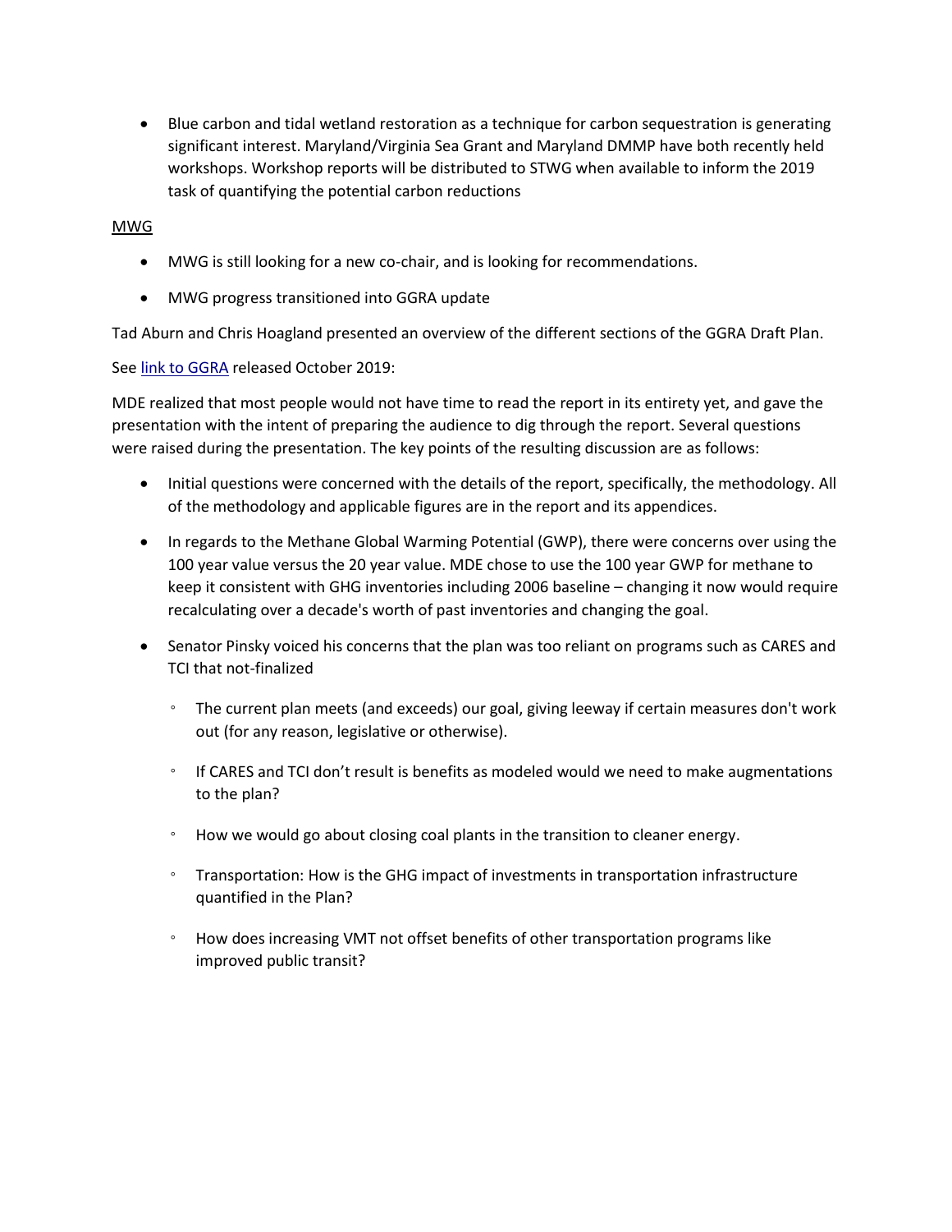- Blue carbon and tidal wetland restoration as a technique for carbon sequestration is generating significant interest. Maryland/Virginia Sea Grant and Maryland DMMP have both recently held workshops. Workshop reports will be distributed to STWG when available to inform the 2019 task of quantifying the potential carbon reductions

<u>MWG</u>

- MWG is still looking for a new co-chair, and is looking for recommendations.
- MWG progress transitioned into GGRA update

Tad Aburn and Chris Hoagland presented an overview of the different sections of the GGRA Draft Plan.

See [link to GGRA] released October 2019:

MDE realized that most people would not have time to read the report in its entirety yet, and gave the presentation with the intent of preparing the audience to dig through the report. Several questions were raised during the presentation. The key points of the resulting discussion are as follows:

- Initial questions were concerned with the details of the report, specifically, the methodology. All of the methodology and applicable figures are in the report and its appendices.
- In regards to the Methane Global Warming Potential (GWP), there were concerns over using the 100 year value versus the 20 year value. MDE chose to use the 100 year GWP for methane to keep it consistent with GHG inventories including 2006 baseline – changing it now would require recalculating over a decade's worth of past inventories and changing the goal.
- Senator Pinsky voiced his concerns that the plan was too reliant on programs such as CARES and TCI that not-finalized
  - The current plan meets (and exceeds) our goal, giving leeway if certain measures don't work out (for any reason, legislative or otherwise).
  - If CARES and TCI don't result is benefits as modeled would we need to make augmentations to the plan?
  - How we would go about closing coal plants in the transition to cleaner energy.
  - Transportation: How is the GHG impact of investments in transportation infrastructure quantified in the Plan?
  - How does increasing VMT not offset benefits of other transportation programs like improved public transit?